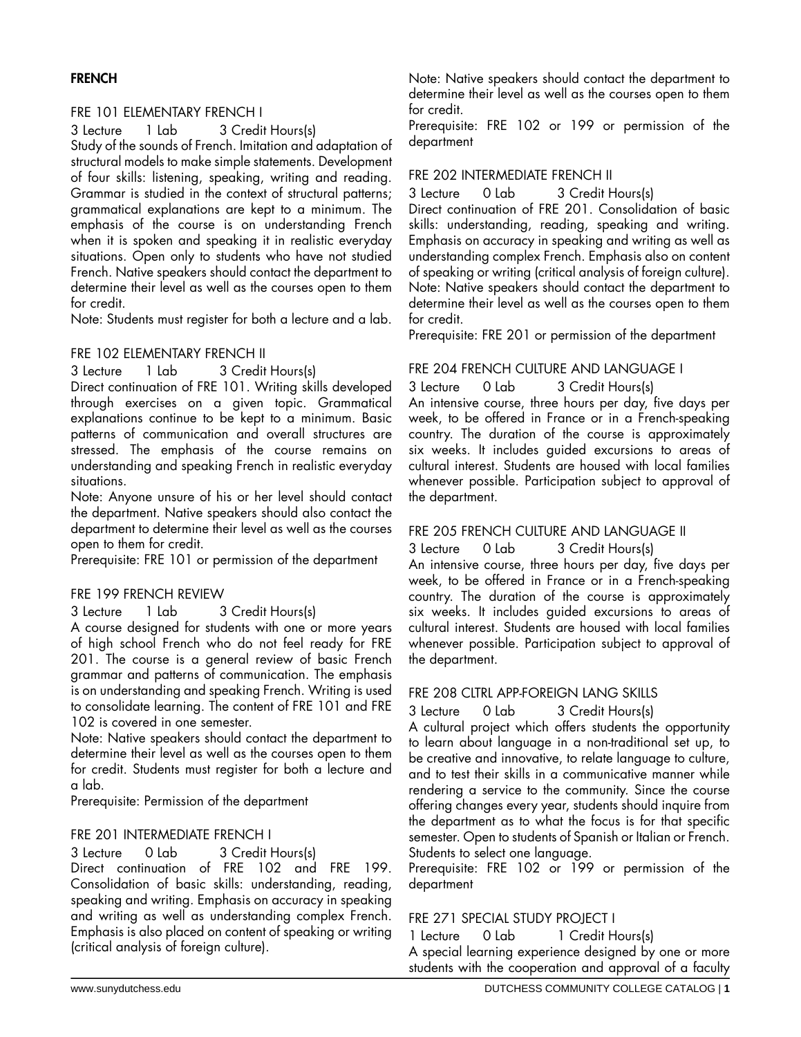## FRENCH

### FRE 101 ELEMENTARY FRENCH I

3 Lecture 1 Lab 3 Credit Hour(s)

Study of the sounds of French. Imitation and adaptation of structural models to make simple statements. Development of four skills: listening, speaking, writing and reading. Grammar is studied in the context of structural patterns; grammatical explanations are kept to a minimum. The emphasis of the course is on understanding French when it is spoken and speaking it in realistic everyday situations. Open only to students who have not studied French. Native speakers should contact the department to determine their level as well as the courses open to them for credit.

Note: Students must register for both a lecture and a lab.

### FRE 102 ELEMENTARY FRENCH II

3 Lecture 1 Lab 3 Credit Hour(s)

Direct continuation of FRE 101. Writing skills developed through exercises on a given topic. Grammatical explanations continue to be kept to a minimum. Basic patterns of communication and overall structures are stressed. The emphasis of the course remains on understanding and speaking French in realistic everyday situations.

Note: Anyone unsure of his or her level should contact the department. Native speakers should also contact the department to determine their level as well as the courses open to them for credit.

Prerequisite: FRE 101 or permission of the department

### FRE 199 FRENCH REVIEW

3 Lecture 1 Lab 3 Credit Hour(s)

A course designed for students with one or more years of high school French who do not feel ready for FRE 201. The course is a general review of basic French grammar and patterns of communication. The emphasis is on understanding and speaking French. Writing is used to consolidate learning. The content of FRE 101 and FRE 102 is covered in one semester.

Note: Native speakers should contact the department to determine their level as well as the courses open to them for credit. Students must register for both a lecture and a lab.

Prerequisite: Permission of the department

### FRE 201 INTERMEDIATE FRENCH I

3 Lecture 0 Lab 3 Credit Hour(s)

Direct continuation of FRE 102 and FRE 199. Consolidation of basic skills: understanding, reading, speaking and writing. Emphasis on accuracy in speaking and writing as well as understanding complex French. Emphasis is also placed on content of speaking or writing (critical analysis of foreign culture).

Note: Native speakers should contact the department to determine their level as well as the courses open to them for credit.

Prerequisite: FRE 102 or 199 or permission of the department

### FRE 202 INTERMEDIATE FRENCH II

3 Lecture 0 Lab 3 Credit Hour(s)

Direct continuation of FRE 201. Consolidation of basic skills: understanding, reading, speaking and writing. Emphasis on accuracy in speaking and writing as well as understanding complex French. Emphasis also on content of speaking or writing (critical analysis of foreign culture).

Note: Native speakers should contact the department to determine their level as well as the courses open to them for credit.

Prerequisite: FRE 201 or permission of the department

### FRE 204 FRENCH CULTURE AND LANGUAGE I

3 Lecture 0 Lab 3 Credit Hour(s)

An intensive course, three hours per day, five days per week, to be offered in France or in a French-speaking country. The duration of the course is approximately six weeks. It includes guided excursions to areas of cultural interest. Students are housed with local families whenever possible. Participation subject to approval of the department.

### FRE 205 FRENCH CULTURE AND LANGUAGE II

3 Lecture 0 Lab 3 Credit Hour(s)

An intensive course, three hours per day, five days per week, to be offered in France or in a French-speaking country. The duration of the course is approximately six weeks. It includes guided excursions to areas of cultural interest. Students are housed with local families whenever possible. Participation subject to approval of the department.

### FRE 208 CLTRL APP-FOREIGN LANG SKILLS

3 Lecture 0 Lab 3 Credit Hour(s)

A cultural project which offers students the opportunity to learn about language in a non-traditional set up, to be creative and innovative, to relate language to culture, and to test their skills in a communicative manner while rendering a service to the community. Since the course offering changes every year, students should inquire from the department as to what the focus is for that specific semester. Open to students of Spanish or Italian or French. Students to select one language.

Prerequisite: FRE 102 or 199 or permission of the department

### FRE 271 SPECIAL STUDY PROJECT I

1 Lecture 0 Lab 1 Credit Hour(s)

A special learning experience designed by one or more students with the cooperation and approval of a faculty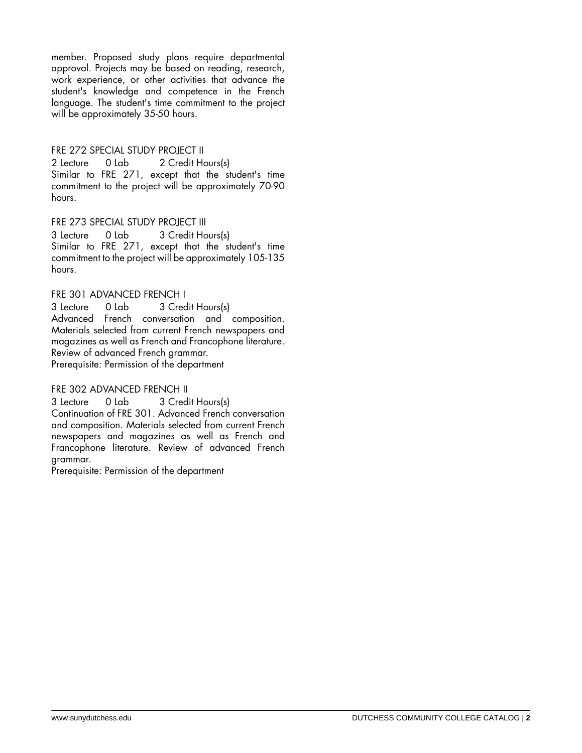member. Proposed study plans require departmental approval. Projects may be based on reading, research, work experience, or other activities that advance the student's knowledge and competence in the French language. The student's time commitment to the project will be approximately 35-50 hours.

FRE 272 SPECIAL STUDY PROJECT II
2 Lecture 0 Lab 2 Credit Hours(s)
Similar to FRE 271, except that the student's time commitment to the project will be approximately 70-90 hours.

FRE 273 SPECIAL STUDY PROJECT III
3 Lecture 0 Lab 3 Credit Hours(s)
Similar to FRE 271, except that the student's time commitment to the project will be approximately 105-135 hours.

FRE 301 ADVANCED FRENCH I
3 Lecture 0 Lab 3 Credit Hours(s)
Advanced French conversation and composition. Materials selected from current French newspapers and magazines as well as French and Francophone literature. Review of advanced French grammar.
Prerequisite: Permission of the department

FRE 302 ADVANCED FRENCH II
3 Lecture 0 Lab 3 Credit Hours(s)
Continuation of FRE 301. Advanced French conversation and composition. Materials selected from current French newspapers and magazines as well as French and Francophone literature. Review of advanced French grammar.
Prerequisite: Permission of the department